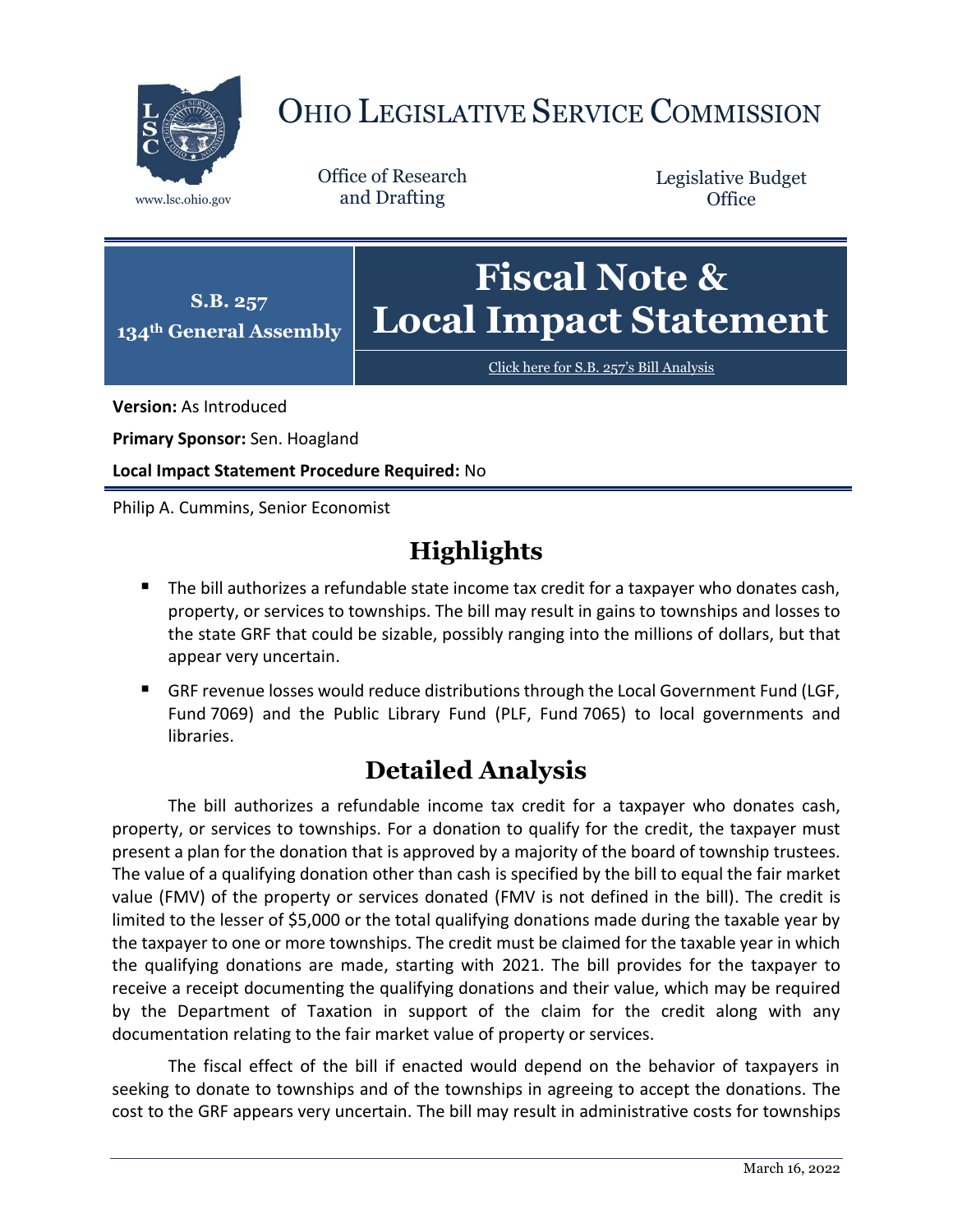# OHIO LEGISLATIVE SERVICE COMMISSION

www.lsc.ohio.gov

Office of Research and Drafting

Legislative Budget Office

**S.B. 257**
**134th General Assembly**

# Fiscal Note & Local Impact Statement

Click here for S.B. 257's Bill Analysis

**Version:** As Introduced

**Primary Sponsor:** Sen. Hoagland

**Local Impact Statement Procedure Required:** No

Philip A. Cummins, Senior Economist

## Highlights

- The bill authorizes a refundable state income tax credit for a taxpayer who donates cash, property, or services to townships. The bill may result in gains to townships and losses to the state GRF that could be sizable, possibly ranging into the millions of dollars, but that appear very uncertain.
- GRF revenue losses would reduce distributions through the Local Government Fund (LGF, Fund 7069) and the Public Library Fund (PLF, Fund 7065) to local governments and libraries.

## Detailed Analysis

The bill authorizes a refundable income tax credit for a taxpayer who donates cash, property, or services to townships. For a donation to qualify for the credit, the taxpayer must present a plan for the donation that is approved by a majority of the board of township trustees. The value of a qualifying donation other than cash is specified by the bill to equal the fair market value (FMV) of the property or services donated (FMV is not defined in the bill). The credit is limited to the lesser of $5,000 or the total qualifying donations made during the taxable year by the taxpayer to one or more townships. The credit must be claimed for the taxable year in which the qualifying donations are made, starting with 2021. The bill provides for the taxpayer to receive a receipt documenting the qualifying donations and their value, which may be required by the Department of Taxation in support of the claim for the credit along with any documentation relating to the fair market value of property or services.

The fiscal effect of the bill if enacted would depend on the behavior of taxpayers in seeking to donate to townships and of the townships in agreeing to accept the donations. The cost to the GRF appears very uncertain. The bill may result in administrative costs for townships

March 16, 2022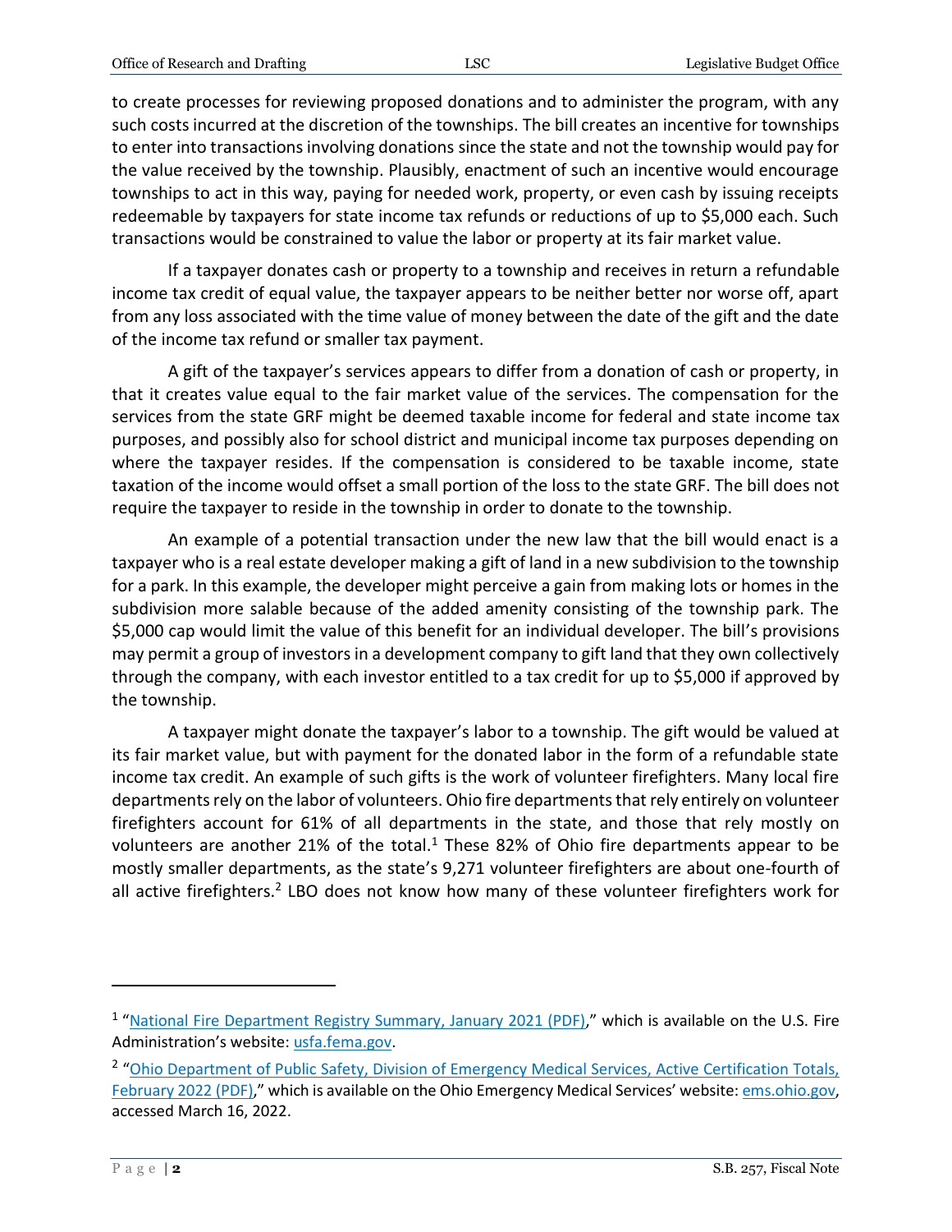to create processes for reviewing proposed donations and to administer the program, with any such costs incurred at the discretion of the townships. The bill creates an incentive for townships to enter into transactions involving donations since the state and not the township would pay for the value received by the township. Plausibly, enactment of such an incentive would encourage townships to act in this way, paying for needed work, property, or even cash by issuing receipts redeemable by taxpayers for state income tax refunds or reductions of up to $5,000 each. Such transactions would be constrained to value the labor or property at its fair market value.

If a taxpayer donates cash or property to a township and receives in return a refundable income tax credit of equal value, the taxpayer appears to be neither better nor worse off, apart from any loss associated with the time value of money between the date of the gift and the date of the income tax refund or smaller tax payment.

A gift of the taxpayer's services appears to differ from a donation of cash or property, in that it creates value equal to the fair market value of the services. The compensation for the services from the state GRF might be deemed taxable income for federal and state income tax purposes, and possibly also for school district and municipal income tax purposes depending on where the taxpayer resides. If the compensation is considered to be taxable income, state taxation of the income would offset a small portion of the loss to the state GRF. The bill does not require the taxpayer to reside in the township in order to donate to the township.

An example of a potential transaction under the new law that the bill would enact is a taxpayer who is a real estate developer making a gift of land in a new subdivision to the township for a park. In this example, the developer might perceive a gain from making lots or homes in the subdivision more salable because of the added amenity consisting of the township park. The $5,000 cap would limit the value of this benefit for an individual developer. The bill's provisions may permit a group of investors in a development company to gift land that they own collectively through the company, with each investor entitled to a tax credit for up to $5,000 if approved by the township.

A taxpayer might donate the taxpayer's labor to a township. The gift would be valued at its fair market value, but with payment for the donated labor in the form of a refundable state income tax credit. An example of such gifts is the work of volunteer firefighters. Many local fire departments rely on the labor of volunteers. Ohio fire departments that rely entirely on volunteer firefighters account for 61% of all departments in the state, and those that rely mostly on volunteers are another 21% of the total.[1] These 82% of Ohio fire departments appear to be mostly smaller departments, as the state's 9,271 volunteer firefighters are about one-fourth of all active firefighters.[2] LBO does not know how many of these volunteer firefighters work for

---

[1] "National Fire Department Registry Summary, January 2021 (PDF)," which is available on the U.S. Fire Administration's website: usfa.fema.gov.

[2] "Ohio Department of Public Safety, Division of Emergency Medical Services, Active Certification Totals, February 2022 (PDF)," which is available on the Ohio Emergency Medical Services' website: ems.ohio.gov, accessed March 16, 2022.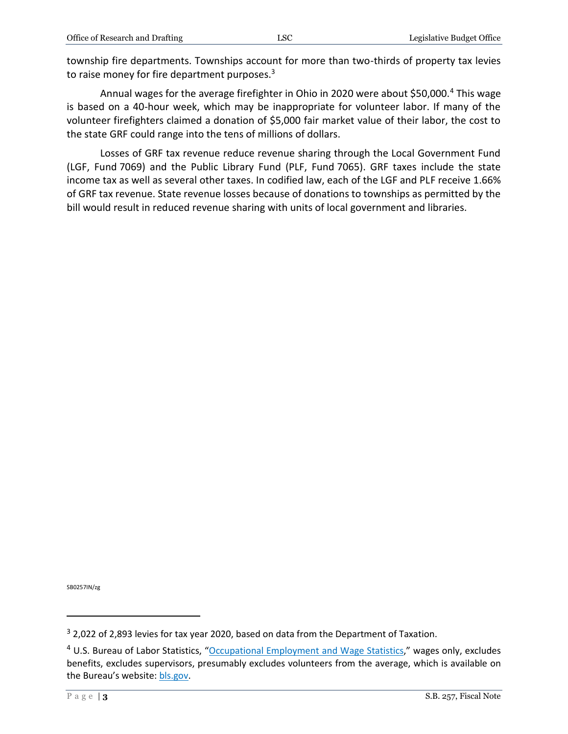township fire departments. Townships account for more than two-thirds of property tax levies to raise money for fire department purposes.[3]

Annual wages for the average firefighter in Ohio in 2020 were about $50,000.[4] This wage is based on a 40-hour week, which may be inappropriate for volunteer labor. If many of the volunteer firefighters claimed a donation of $5,000 fair market value of their labor, the cost to the state GRF could range into the tens of millions of dollars.

Losses of GRF tax revenue reduce revenue sharing through the Local Government Fund (LGF, Fund 7069) and the Public Library Fund (PLF, Fund 7065). GRF taxes include the state income tax as well as several other taxes. In codified law, each of the LGF and PLF receive 1.66% of GRF tax revenue. State revenue losses because of donations to townships as permitted by the bill would result in reduced revenue sharing with units of local government and libraries.

SB0257IN/zg

---

[3] 2,022 of 2,893 levies for tax year 2020, based on data from the Department of Taxation.

[4] U.S. Bureau of Labor Statistics, "Occupational Employment and Wage Statistics," wages only, excludes benefits, excludes supervisors, presumably excludes volunteers from the average, which is available on the Bureau's website: bls.gov.